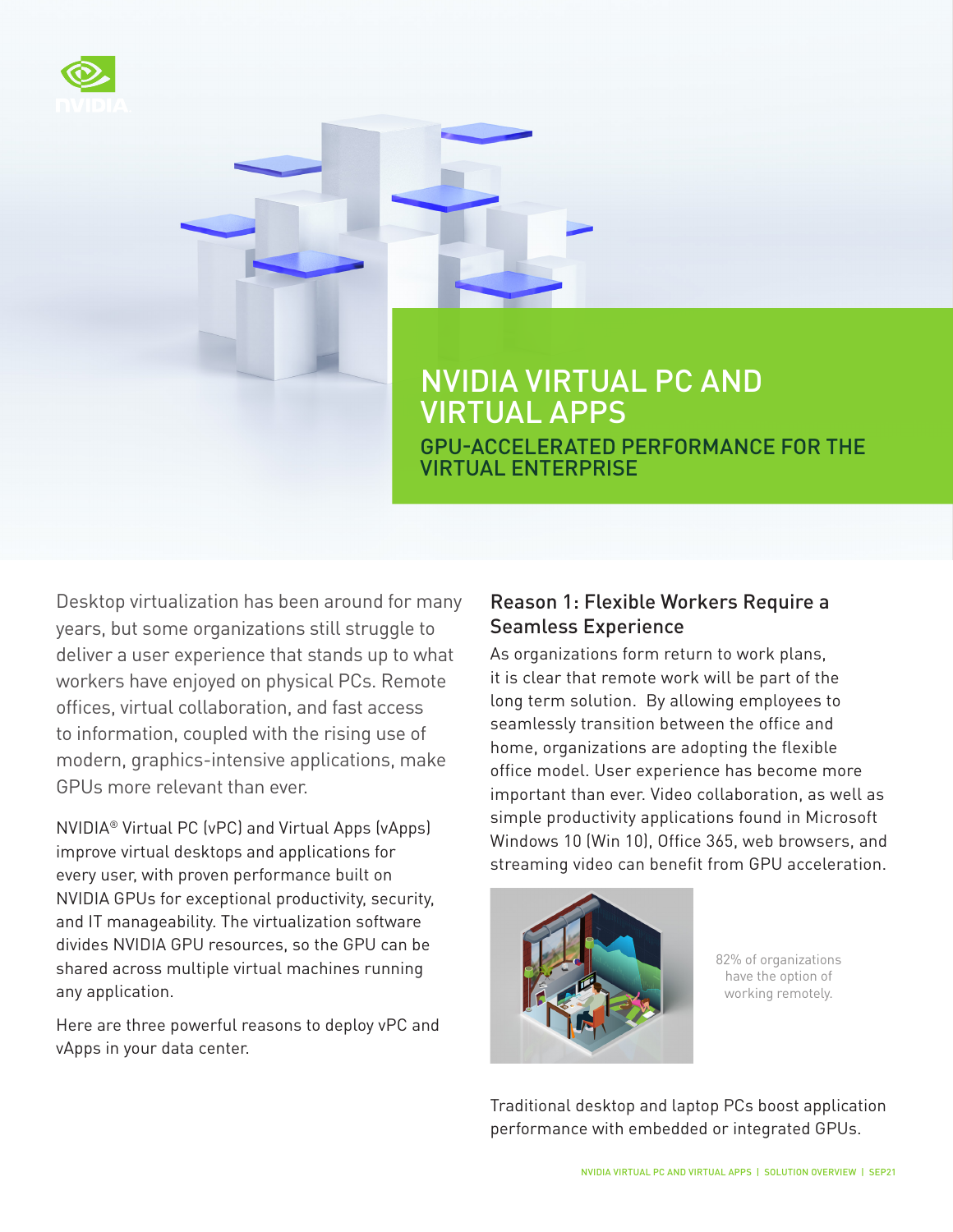# NVIDIA VIRTUAL PC AND VIRTUAL APPS

## GPU-ACCELERATED PERFORMANCE FOR THE VIRTUAL ENTERPRISE

Desktop virtualization has been around for many years, but some organizations still struggle to deliver a user experience that stands up to what workers have enjoyed on physical PCs. Remote offices, virtual collaboration, and fast access to information, coupled with the rising use of modern, graphics-intensive applications, make GPUs more relevant than ever.

NVIDIA® Virtual PC (vPC) and Virtual Apps (vApps) improve virtual desktops and applications for every user, with proven performance built on NVIDIA GPUs for exceptional productivity, security, and IT manageability. The virtualization software divides NVIDIA GPU resources, so the GPU can be shared across multiple virtual machines running any application.

Here are three powerful reasons to deploy vPC and vApps in your data center.

### Reason 1: Flexible Workers Require a Seamless Experience

As organizations form return to work plans, it is clear that remote work will be part of the long term solution. By allowing employees to seamlessly transition between the office and home, organizations are adopting the flexible office model. User experience has become more important than ever. Video collaboration, as well as simple productivity applications found in Microsoft Windows 10 (Win 10), Office 365, web browsers, and streaming video can benefit from GPU acceleration.

82% of organizations have the option of working remotely.

Traditional desktop and laptop PCs boost application performance with embedded or integrated GPUs.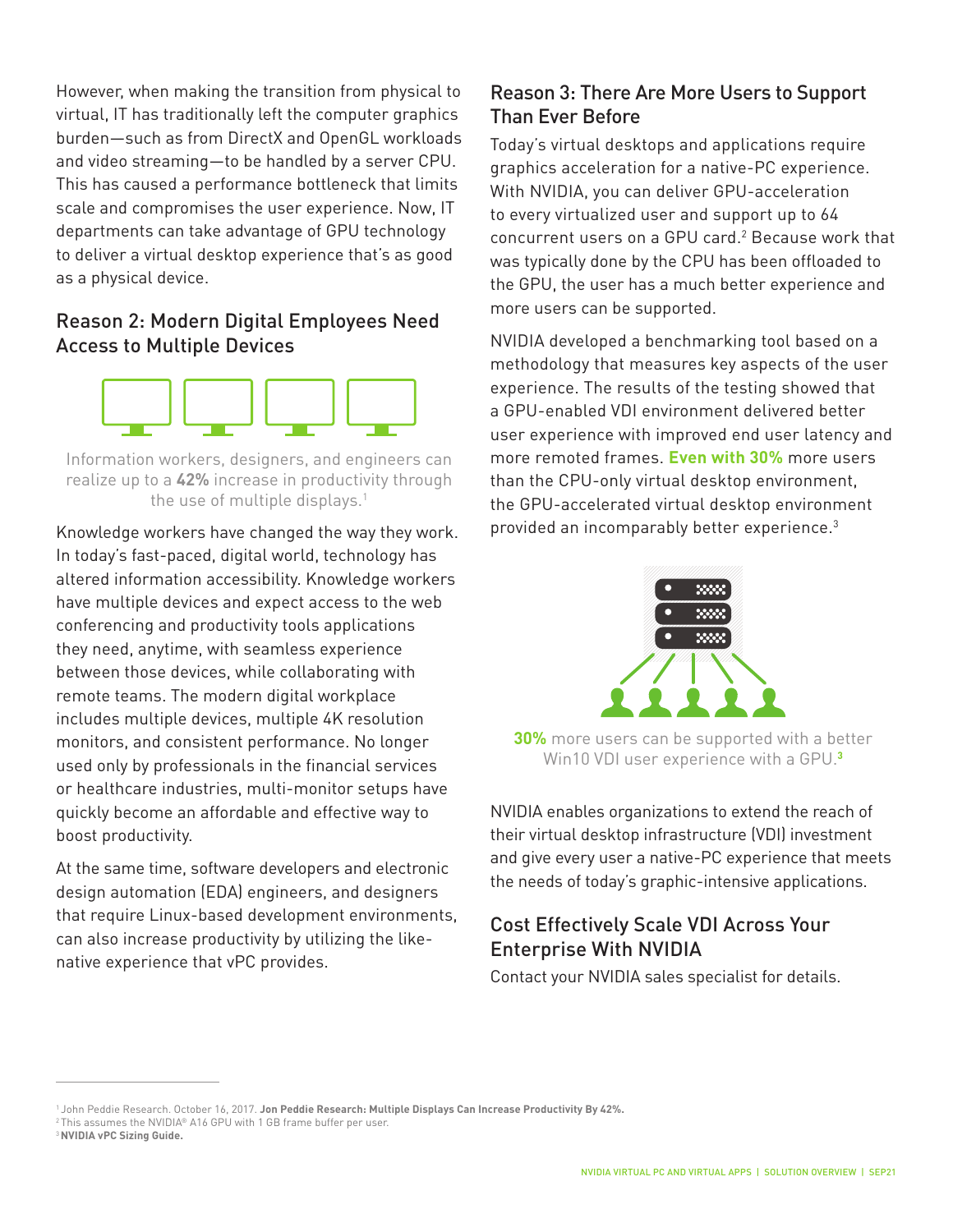However, when making the transition from physical to virtual, IT has traditionally left the computer graphics burden—such as from DirectX and OpenGL workloads and video streaming—to be handled by a server CPU. This has caused a performance bottleneck that limits scale and compromises the user experience. Now, IT departments can take advantage of GPU technology to deliver a virtual desktop experience that's as good as a physical device.

## Reason 2: Modern Digital Employees Need Access to Multiple Devices

Information workers, designers, and engineers can realize up to a **42%** increase in productivity through the use of multiple displays.[1]

Knowledge workers have changed the way they work. In today's fast-paced, digital world, technology has altered information accessibility. Knowledge workers have multiple devices and expect access to the web conferencing and productivity tools applications they need, anytime, with seamless experience between those devices, while collaborating with remote teams. The modern digital workplace includes multiple devices, multiple 4K resolution monitors, and consistent performance. No longer used only by professionals in the financial services or healthcare industries, multi-monitor setups have quickly become an affordable and effective way to boost productivity.

At the same time, software developers and electronic design automation (EDA) engineers, and designers that require Linux-based development environments, can also increase productivity by utilizing the like-native experience that vPC provides.

## Reason 3: There Are More Users to Support Than Ever Before

Today's virtual desktops and applications require graphics acceleration for a native-PC experience. With NVIDIA, you can deliver GPU-acceleration to every virtualized user and support up to 64 concurrent users on a GPU card.[2] Because work that was typically done by the CPU has been offloaded to the GPU, the user has a much better experience and more users can be supported.

NVIDIA developed a benchmarking tool based on a methodology that measures key aspects of the user experience. The results of the testing showed that a GPU-enabled VDI environment delivered better user experience with improved end user latency and more remoted frames. **Even with 30%** more users than the CPU-only virtual desktop environment, the GPU-accelerated virtual desktop environment provided an incomparably better experience.[3]

**30%** more users can be supported with a better Win10 VDI user experience with a GPU.[3]

NVIDIA enables organizations to extend the reach of their virtual desktop infrastructure (VDI) investment and give every user a native-PC experience that meets the needs of today's graphic-intensive applications.

## Cost Effectively Scale VDI Across Your Enterprise With NVIDIA

Contact your NVIDIA sales specialist for details.

---

[1] John Peddie Research. October 16, 2017. **Jon Peddie Research: Multiple Displays Can Increase Productivity By 42%.**

[2] This assumes the NVIDIA® A16 GPU with 1 GB frame buffer per user.

[3] **NVIDIA vPC Sizing Guide.**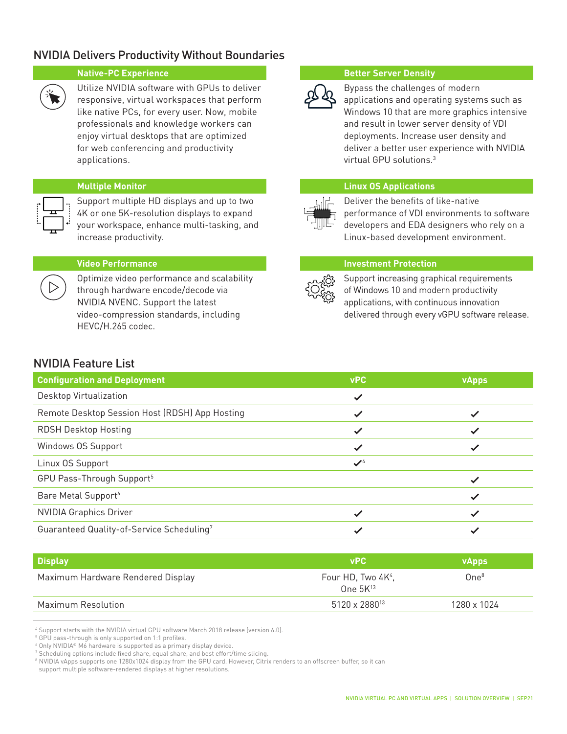## NVIDIA Delivers Productivity Without Boundaries

### Native-PC Experience

Utilize NVIDIA software with GPUs to deliver responsive, virtual workspaces that perform like native PCs, for every user. Now, mobile professionals and knowledge workers can enjoy virtual desktops that are optimized for web conferencing and productivity applications.

### Multiple Monitor

Support multiple HD displays and up to two 4K or one 5K-resolution displays to expand your workspace, enhance multi-tasking, and increase productivity.

### Video Performance

Optimize video performance and scalability through hardware encode/decode via NVIDIA NVENC. Support the latest video-compression standards, including HEVC/H.265 codec.

### Better Server Density

Bypass the challenges of modern applications and operating systems such as Windows 10 that are more graphics intensive and result in lower server density of VDI deployments. Increase user density and deliver a better user experience with NVIDIA virtual GPU solutions.[3]

### Linux OS Applications

Deliver the benefits of like-native performance of VDI environments to software developers and EDA designers who rely on a Linux-based development environment.

### Investment Protection

Support increasing graphical requirements of Windows 10 and modern productivity applications, with continuous innovation delivered through every vGPU software release.

## NVIDIA Feature List

| Configuration and Deployment | vPC | vApps |
|---|---|---|
| Desktop Virtualization | ✔ | |
| Remote Desktop Session Host (RDSH) App Hosting | ✔ | ✔ |
| RDSH Desktop Hosting | ✔ | ✔ |
| Windows OS Support | ✔ | ✔ |
| Linux OS Support | ✔[4] | |
| GPU Pass-Through Support[5] | | ✔ |
| Bare Metal Support[6] | | ✔ |
| NVIDIA Graphics Driver | ✔ | ✔ |
| Guaranteed Quality-of-Service Scheduling[7] | ✔ | ✔ |

| Display | vPC | vApps |
|---|---|---|
| Maximum Hardware Rendered Display | Four HD, Two 4K[4], One 5K[13] | One[8] |
| Maximum Resolution | 5120 x 2880[13] | 1280 x 1024 |

[4] Support starts with the NVIDIA virtual GPU software March 2018 release (version 6.0).
[5] GPU pass-through is only supported on 1:1 profiles.
[6] Only NVIDIA® M6 hardware is supported as a primary display device.
[7] Scheduling options include fixed share, equal share, and best effort/time slicing.
[8] NVIDIA vApps supports one 1280x1024 display from the GPU card. However, Citrix renders to an offscreen buffer, so it can support multiple software-rendered displays at higher resolutions.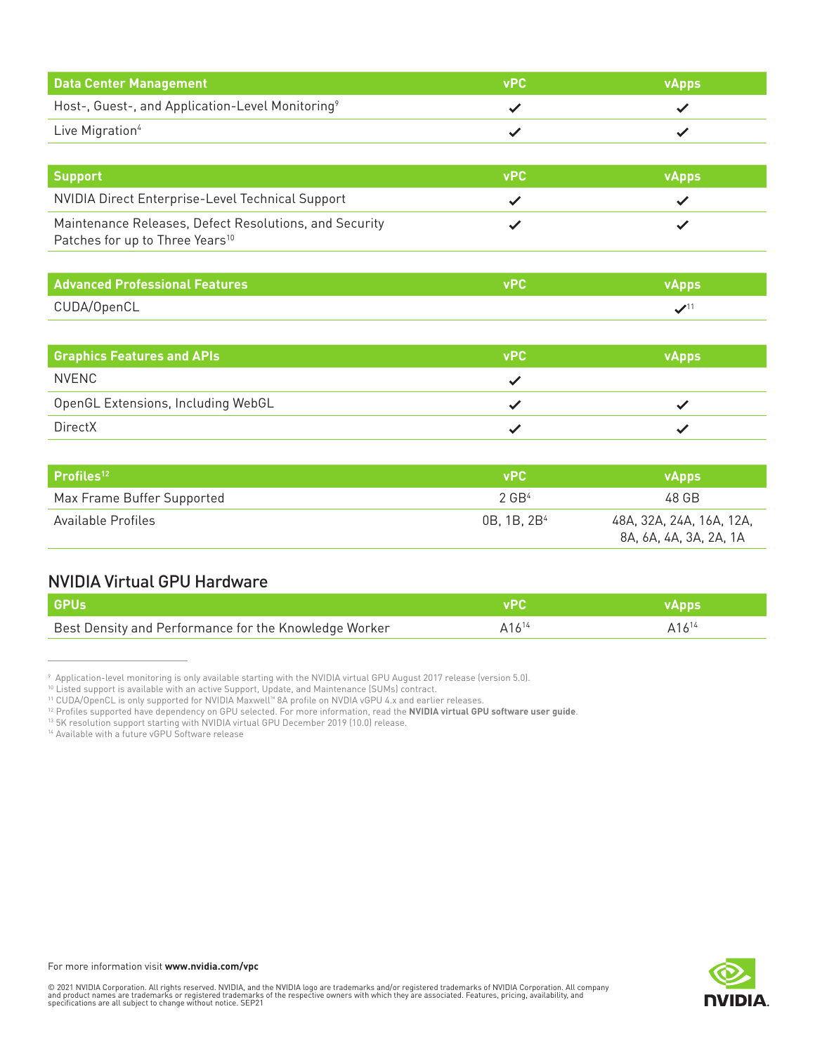| Data Center Management | vPC | vApps |
|---|---|---|
| Host-, Guest-, and Application-Level Monitoring[9] | ✓ | ✓ |
| Live Migration[4] | ✓ | ✓ |

| Support | vPC | vApps |
|---|---|---|
| NVIDIA Direct Enterprise-Level Technical Support | ✓ | ✓ |
| Maintenance Releases, Defect Resolutions, and Security Patches for up to Three Years[10] | ✓ | ✓ |

| Advanced Professional Features | vPC | vApps |
|---|---|---|
| CUDA/OpenCL | | ✓[11] |

| Graphics Features and APIs | vPC | vApps |
|---|---|---|
| NVENC | ✓ | |
| OpenGL Extensions, Including WebGL | ✓ | ✓ |
| DirectX | ✓ | ✓ |

| Profiles[12] | vPC | vApps |
|---|---|---|
| Max Frame Buffer Supported | 2 GB[4] | 48 GB |
| Available Profiles | 0B, 1B, 2B[4] | 48A, 32A, 24A, 16A, 12A, 8A, 6A, 4A, 3A, 2A, 1A |

## NVIDIA Virtual GPU Hardware

| GPUs | vPC | vApps |
|---|---|---|
| Best Density and Performance for the Knowledge Worker | A16[14] | A16[14] |

[9] Application-level monitoring is only available starting with the NVIDIA virtual GPU August 2017 release (version 5.0).
[10] Listed support is available with an active Support, Update, and Maintenance (SUMs) contract.
[11] CUDA/OpenCL is only supported for NVIDIA Maxwell™ 8A profile on NVIDIA vGPU 4.x and earlier releases.
[12] Profiles supported have dependency on GPU selected. For more information, read the **NVIDIA virtual GPU software user guide**.
[13] 5K resolution support starting with NVIDIA virtual GPU December 2019 (10.0) release.
[14] Available with a future vGPU Software release

For more information visit **www.nvidia.com/vpc**

© 2021 NVIDIA Corporation. All rights reserved. NVIDIA, and the NVIDIA logo are trademarks and/or registered trademarks of NVIDIA Corporation. All company and product names are trademarks or registered trademarks of the respective owners with which they are associated. Features, pricing, availability, and specifications are all subject to change without notice. SEP21